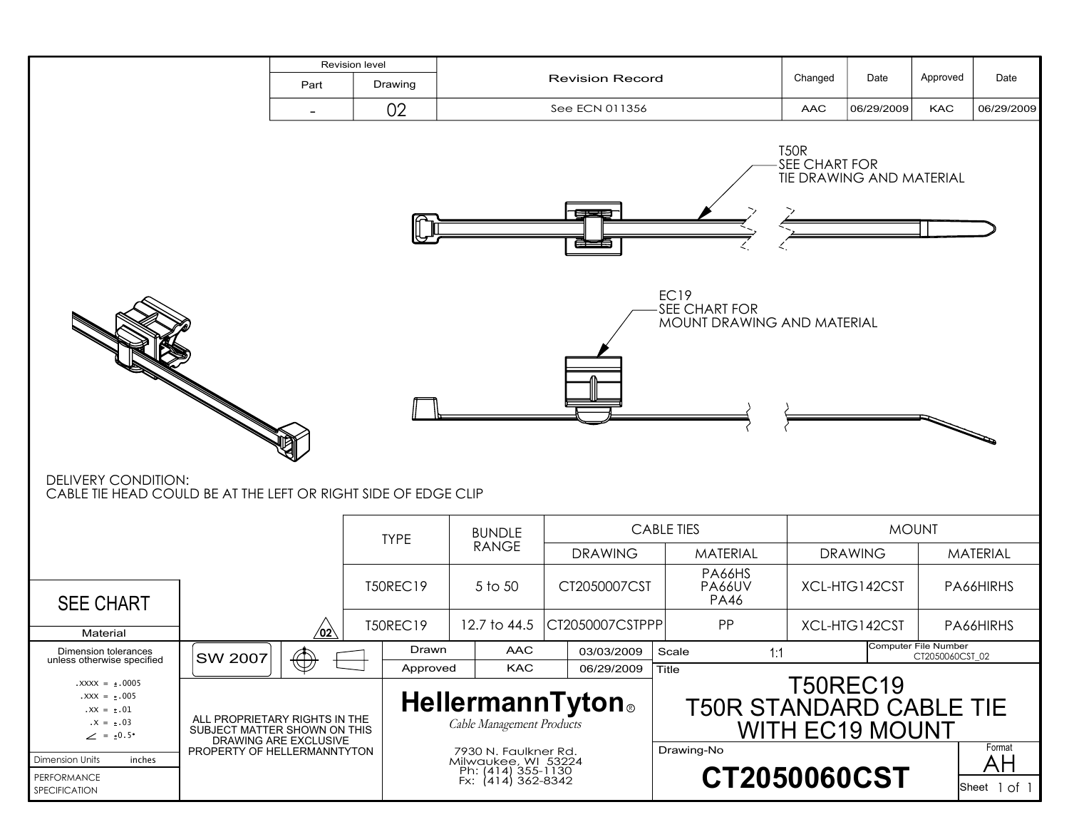| Revision level | | Revision Record | Changed | Date | Approved | Date |
|---|---|---|---|---|---|---|
| Part | Drawing | | | | | |
| - | 02 | See ECN 011356 | AAC | 06/29/2009 | KAC | 06/29/2009 |

T50R
SEE CHART FOR
TIE DRAWING AND MATERIAL

EC19
SEE CHART FOR
MOUNT DRAWING AND MATERIAL

DELIVERY CONDITION:
CABLE TIE HEAD COULD BE AT THE LEFT OR RIGHT SIDE OF EDGE CLIP

| TYPE | BUNDLE RANGE | CABLE TIES | | MOUNT | |
|---|---|---|---|---|---|
| | | DRAWING | MATERIAL | DRAWING | MATERIAL |
| T50REC19 | 5 to 50 | CT2050007CST | PA66HS PA66UV PA46 | XCL-HTG142CST | PA66HIRHS |
| T50REC19 | 12.7 to 44.5 | CT2050007CSTPPP | PP | XCL-HTG142CST | PA66HIRHS |

Material: SEE CHART

Dimension tolerances unless otherwise specified
.XXXX = ±.0005
.XXX = ±.005
.XX = ±.01
.X = ±.03
∠ = ±0.5°

Dimension Units: inches

PERFORMANCE SPECIFICATION

SW 2007

ALL PROPRIETARY RIGHTS IN THE SUBJECT MATTER SHOWN ON THIS DRAWING ARE EXCLUSIVE PROPERTY OF HELLERMANNTYTON

| | | |
|---|---|---|
| Drawn | AAC | 03/03/2009 |
| Approved | KAC | 06/29/2009 |

**HellermannTyton®**
*Cable Management Products*

7930 N. Faulkner Rd.
Milwaukee, WI 53224
Ph: (414) 355-1130
Fx: (414) 362-8342

Scale: 1:1

Computer File Number: CT2050060CST_02

Title:
T50REC19
T50R STANDARD CABLE TIE
WITH EC19 MOUNT

Drawing-No: **CT2050060CST**

Format: AH

Sheet 1 of 1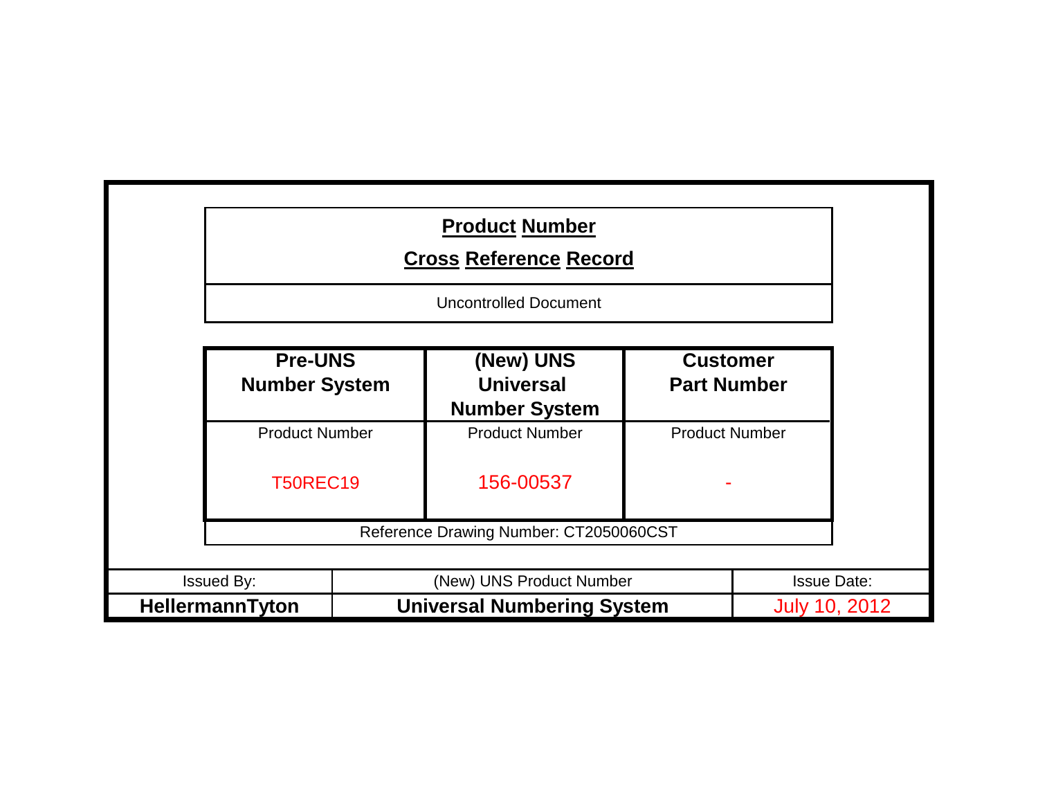# Product Number

# Cross Reference Record

Uncontrolled Document

| Pre-UNS Number System | (New) UNS Universal Number System | Customer Part Number |
|---|---|---|
| Product Number | Product Number | Product Number |
| T50REC19 | 156-00537 | - |

Reference Drawing Number: CT2050060CST

| Issued By: | (New) UNS Product Number | Issue Date: |
|---|---|---|
| **HellermannTyton** | **Universal Numbering System** | July 10, 2012 |